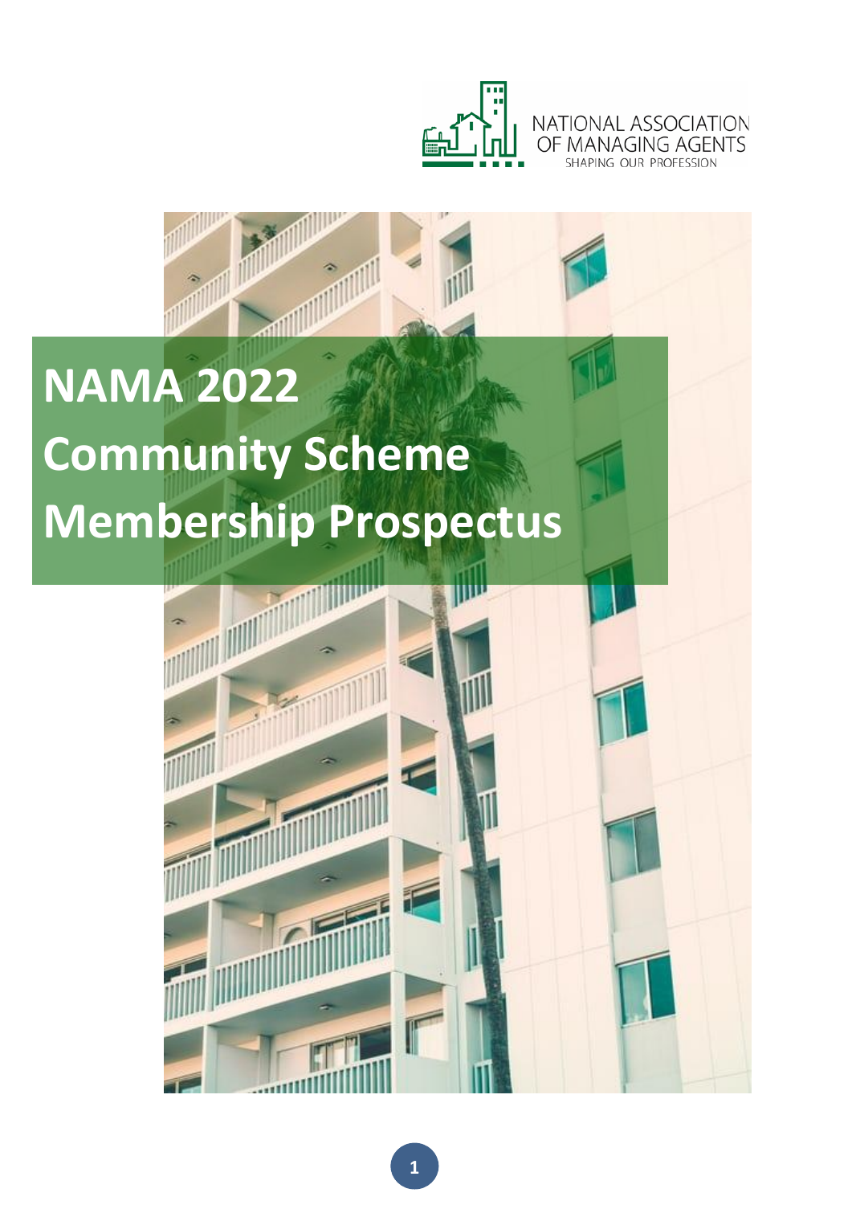NATIONAL ASSOCIATION OF MANAGING AGENTS

SHAPING OUR PROFESSION

# NAMA 2022 Community Scheme Membership Prospectus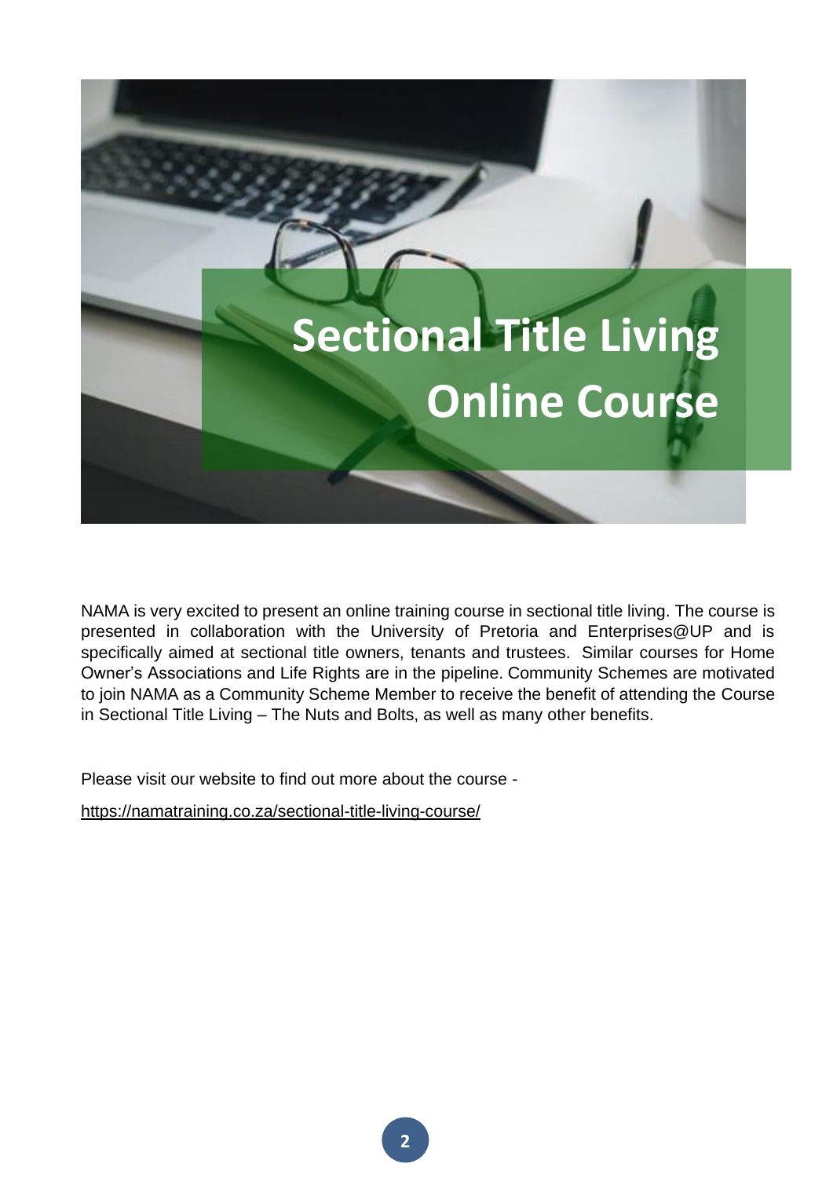# Sectional Title Living Online Course

NAMA is very excited to present an online training course in sectional title living. The course is presented in collaboration with the University of Pretoria and Enterprises@UP and is specifically aimed at sectional title owners, tenants and trustees. Similar courses for Home Owner's Associations and Life Rights are in the pipeline. Community Schemes are motivated to join NAMA as a Community Scheme Member to receive the benefit of attending the Course in Sectional Title Living – The Nuts and Bolts, as well as many other benefits.

Please visit our website to find out more about the course -

https://namatraining.co.za/sectional-title-living-course/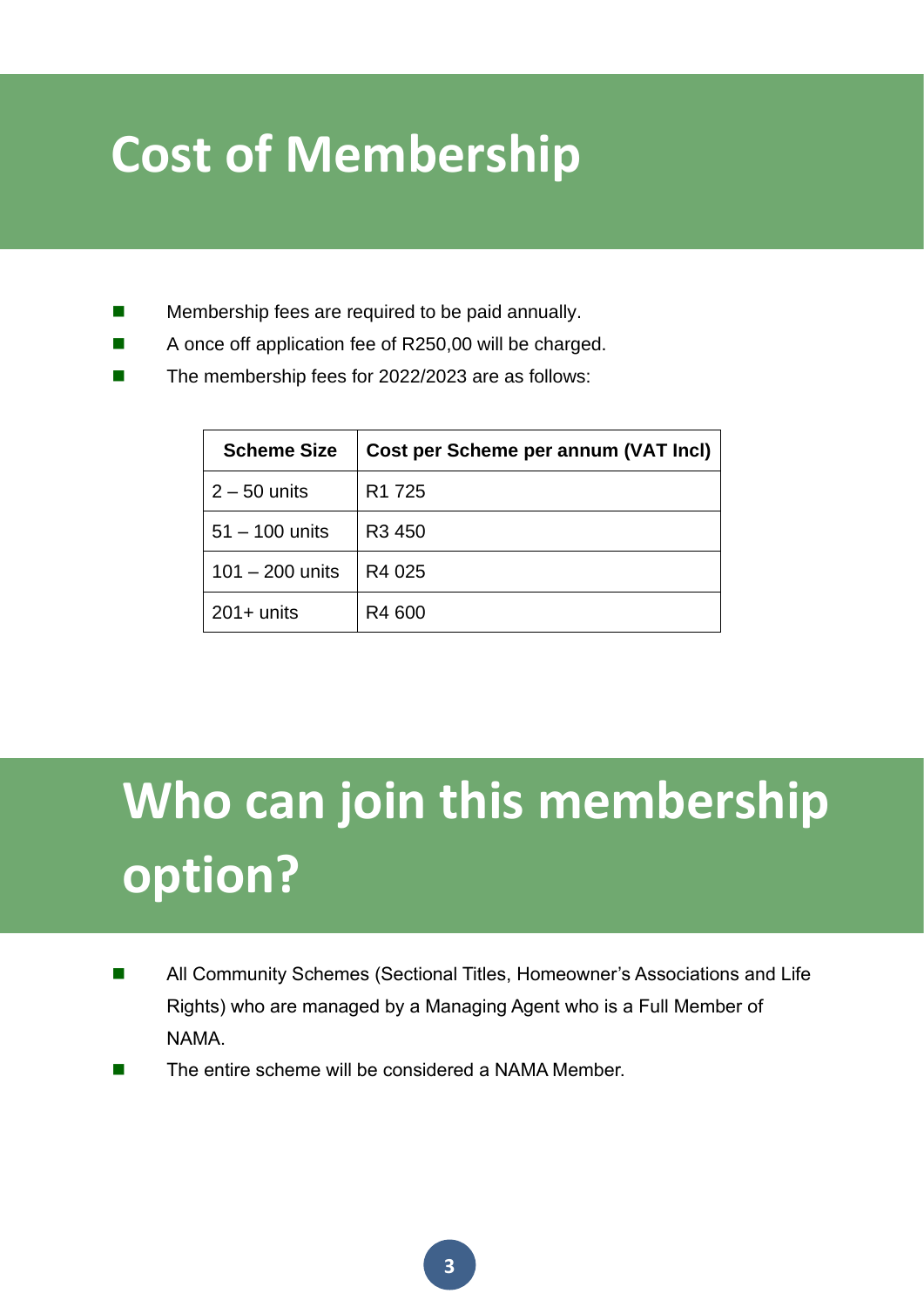# Cost of Membership

- Membership fees are required to be paid annually.
- A once off application fee of R250,00 will be charged.
- The membership fees for 2022/2023 are as follows:

| Scheme Size | Cost per Scheme per annum (VAT Incl) |
|---|---|
| 2 – 50 units | R1 725 |
| 51 – 100 units | R3 450 |
| 101 – 200 units | R4 025 |
| 201+ units | R4 600 |

# Who can join this membership option?

- All Community Schemes (Sectional Titles, Homeowner's Associations and Life Rights) who are managed by a Managing Agent who is a Full Member of NAMA.
- The entire scheme will be considered a NAMA Member.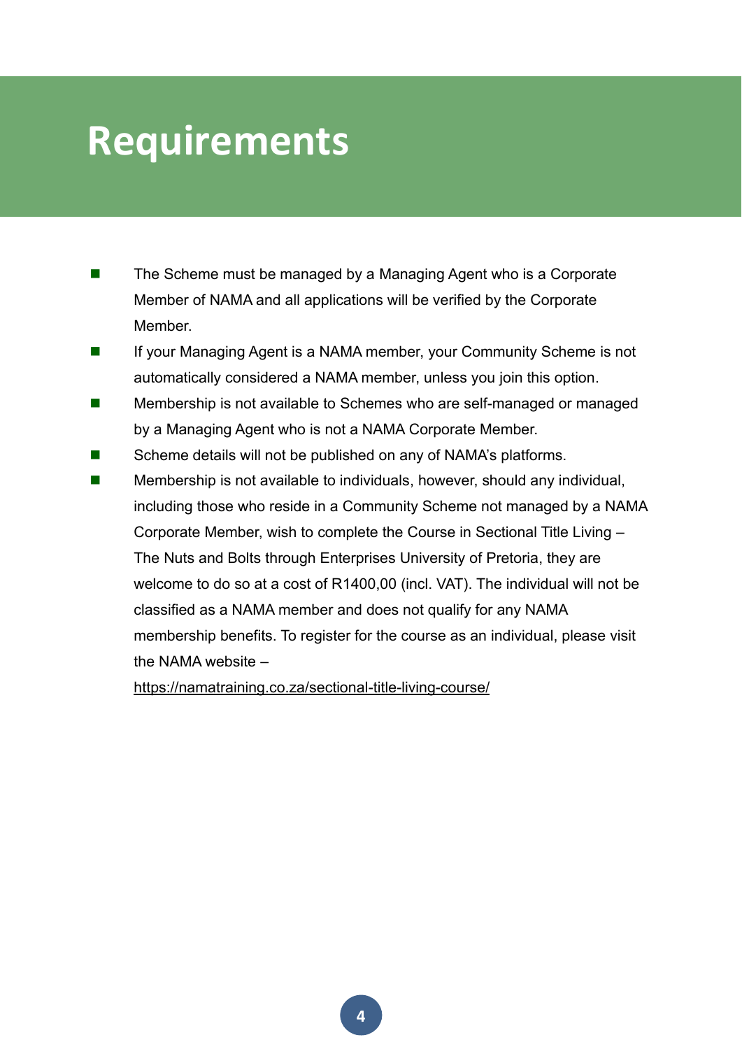# Requirements

- The Scheme must be managed by a Managing Agent who is a Corporate Member of NAMA and all applications will be verified by the Corporate Member.
- If your Managing Agent is a NAMA member, your Community Scheme is not automatically considered a NAMA member, unless you join this option.
- Membership is not available to Schemes who are self-managed or managed by a Managing Agent who is not a NAMA Corporate Member.
- Scheme details will not be published on any of NAMA's platforms.
- Membership is not available to individuals, however, should any individual, including those who reside in a Community Scheme not managed by a NAMA Corporate Member, wish to complete the Course in Sectional Title Living – The Nuts and Bolts through Enterprises University of Pretoria, they are welcome to do so at a cost of R1400,00 (incl. VAT). The individual will not be classified as a NAMA member and does not qualify for any NAMA membership benefits. To register for the course as an individual, please visit the NAMA website – https://namatraining.co.za/sectional-title-living-course/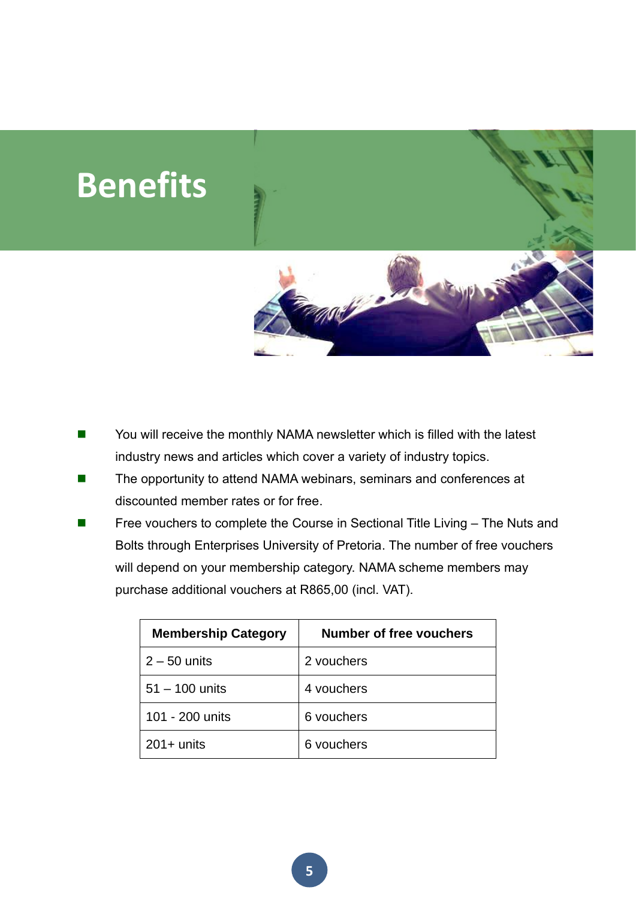# Benefits

- You will receive the monthly NAMA newsletter which is filled with the latest industry news and articles which cover a variety of industry topics.
- The opportunity to attend NAMA webinars, seminars and conferences at discounted member rates or for free.
- Free vouchers to complete the Course in Sectional Title Living – The Nuts and Bolts through Enterprises University of Pretoria. The number of free vouchers will depend on your membership category. NAMA scheme members may purchase additional vouchers at R865,00 (incl. VAT).

| Membership Category | Number of free vouchers |
| --- | --- |
| 2 – 50 units | 2 vouchers |
| 51 – 100 units | 4 vouchers |
| 101 - 200 units | 6 vouchers |
| 201+ units | 6 vouchers |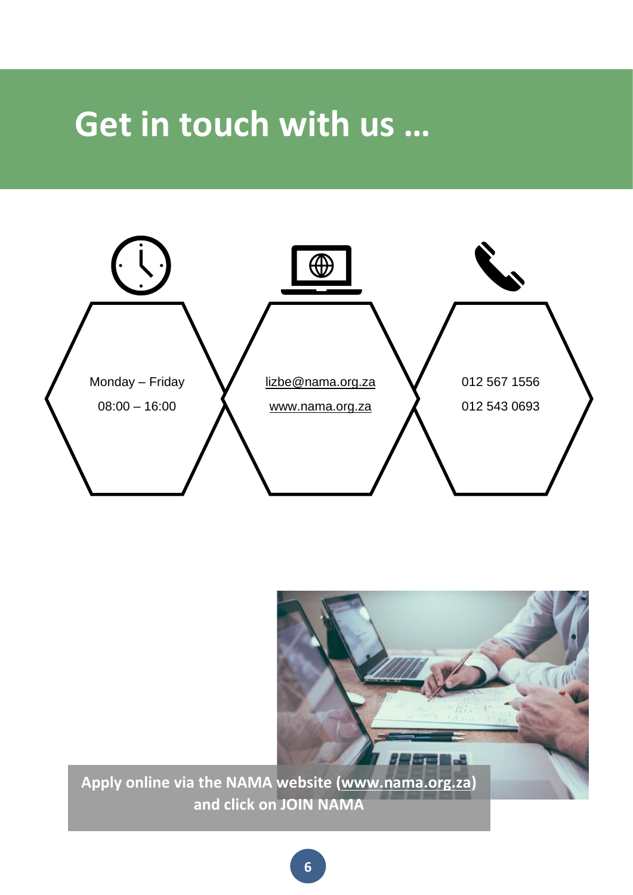# Get in touch with us …

Monday – Friday

08:00 – 16:00

lizbe@nama.org.za

www.nama.org.za

012 567 1556

012 543 0693

**Apply online via the NAMA website (www.nama.org.za) and click on JOIN NAMA**